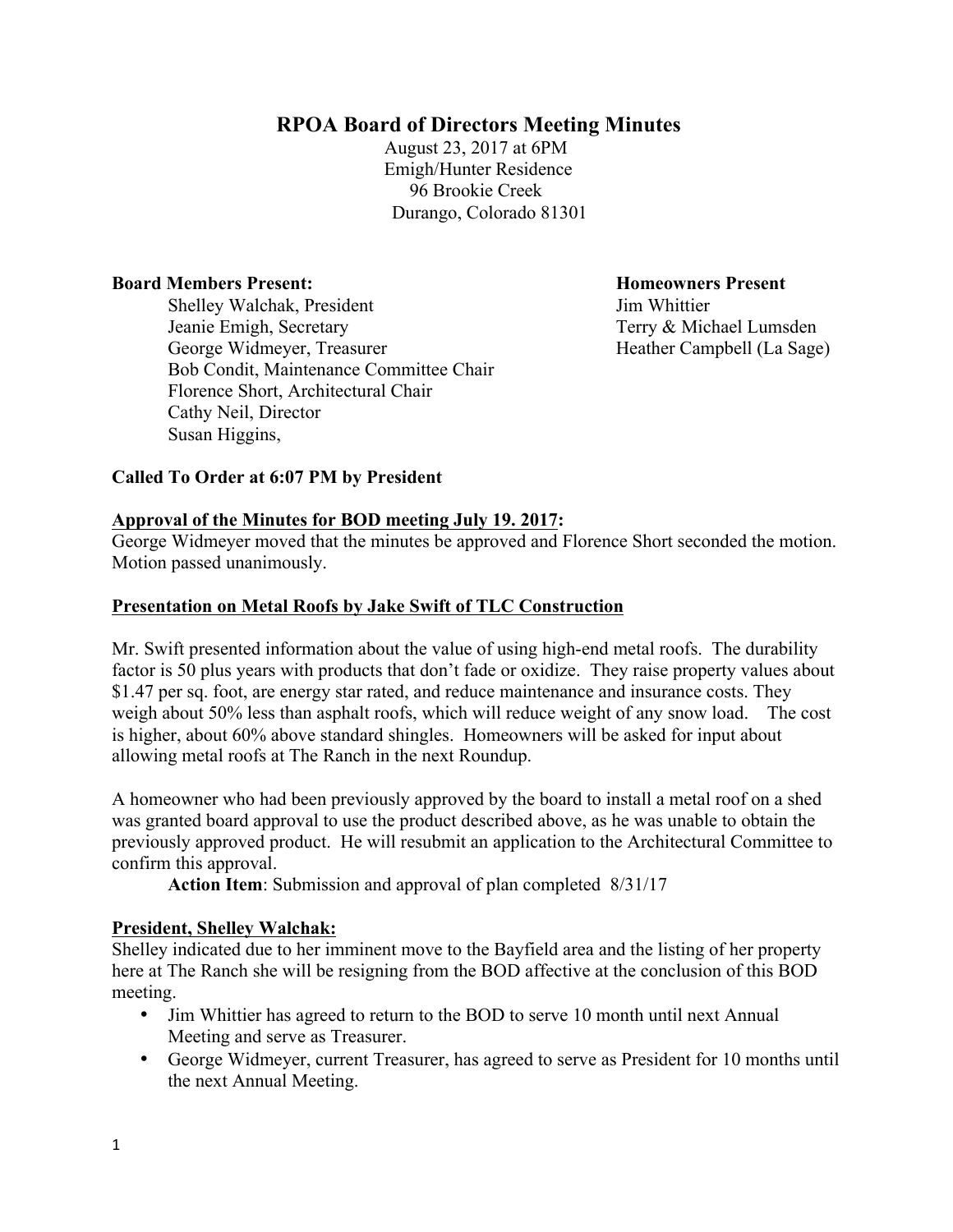# RPOA Board of Directors Meeting Minutes

August 23, 2017 at 6PM
Emigh/Hunter Residence
96 Brookie Creek
Durango, Colorado 81301

**Board Members Present:**

Shelley Walchak, President
Jeanie Emigh, Secretary
George Widmeyer, Treasurer
Bob Condit, Maintenance Committee Chair
Florence Short, Architectural Chair
Cathy Neil, Director
Susan Higgins,

**Homeowners Present**

Jim Whittier
Terry & Michael Lumsden
Heather Campbell (La Sage)

**Called To Order at 6:07 PM by President**

**Approval of the Minutes for BOD meeting July 19. 2017:**

George Widmeyer moved that the minutes be approved and Florence Short seconded the motion. Motion passed unanimously.

**Presentation on Metal Roofs by Jake Swift of TLC Construction**

Mr. Swift presented information about the value of using high-end metal roofs. The durability factor is 50 plus years with products that don't fade or oxidize. They raise property values about $1.47 per sq. foot, are energy star rated, and reduce maintenance and insurance costs. They weigh about 50% less than asphalt roofs, which will reduce weight of any snow load. The cost is higher, about 60% above standard shingles. Homeowners will be asked for input about allowing metal roofs at The Ranch in the next Roundup.

A homeowner who had been previously approved by the board to install a metal roof on a shed was granted board approval to use the product described above, as he was unable to obtain the previously approved product. He will resubmit an application to the Architectural Committee to confirm this approval.

**Action Item**: Submission and approval of plan completed 8/31/17

**President, Shelley Walchak:**

Shelley indicated due to her imminent move to the Bayfield area and the listing of her property here at The Ranch she will be resigning from the BOD affective at the conclusion of this BOD meeting.

- Jim Whittier has agreed to return to the BOD to serve 10 month until next Annual Meeting and serve as Treasurer.
- George Widmeyer, current Treasurer, has agreed to serve as President for 10 months until the next Annual Meeting.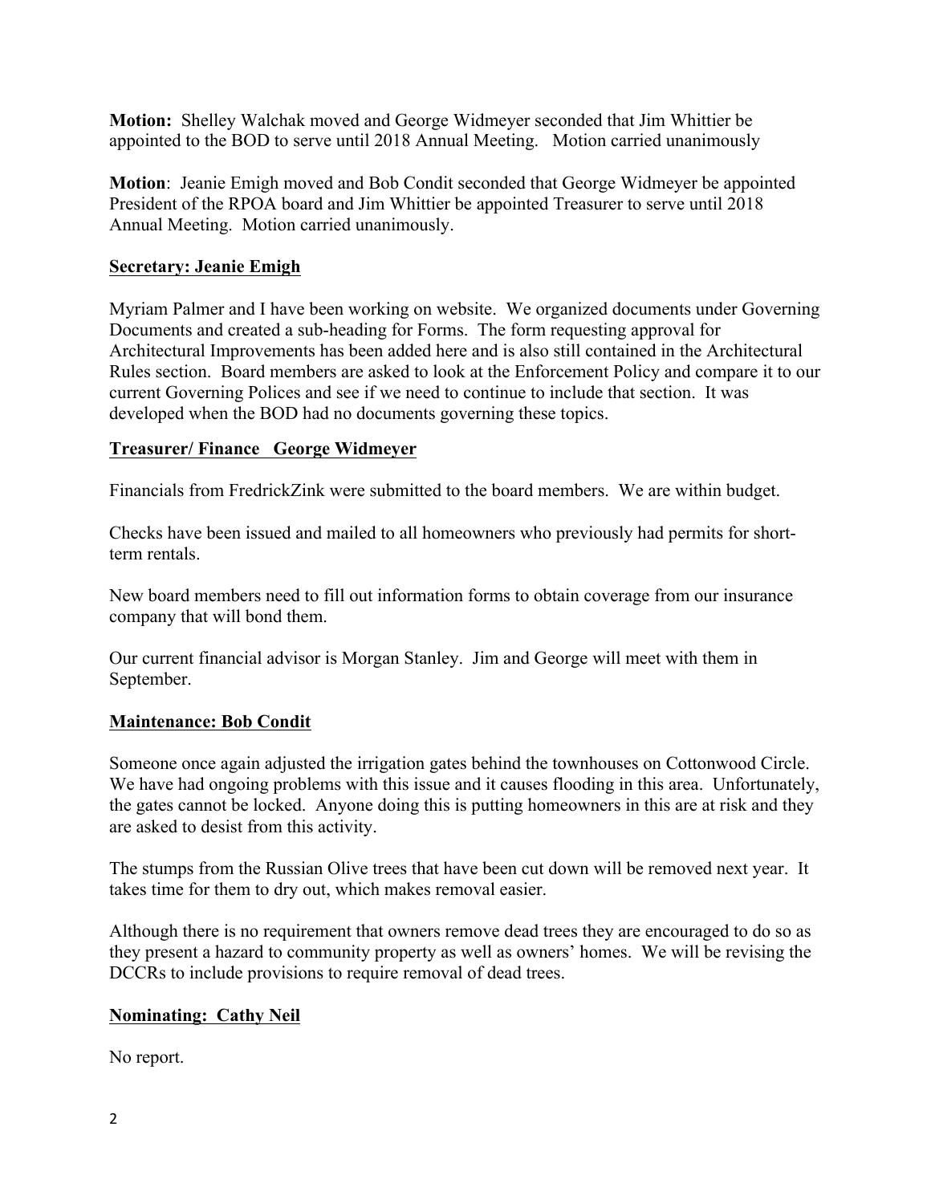**Motion:** Shelley Walchak moved and George Widmeyer seconded that Jim Whittier be appointed to the BOD to serve until 2018 Annual Meeting. Motion carried unanimously

**Motion**: Jeanie Emigh moved and Bob Condit seconded that George Widmeyer be appointed President of the RPOA board and Jim Whittier be appointed Treasurer to serve until 2018 Annual Meeting. Motion carried unanimously.

## Secretary: Jeanie Emigh

Myriam Palmer and I have been working on website. We organized documents under Governing Documents and created a sub-heading for Forms. The form requesting approval for Architectural Improvements has been added here and is also still contained in the Architectural Rules section. Board members are asked to look at the Enforcement Policy and compare it to our current Governing Polices and see if we need to continue to include that section. It was developed when the BOD had no documents governing these topics.

## Treasurer/ Finance George Widmeyer

Financials from FredrickZink were submitted to the board members. We are within budget.

Checks have been issued and mailed to all homeowners who previously had permits for short-term rentals.

New board members need to fill out information forms to obtain coverage from our insurance company that will bond them.

Our current financial advisor is Morgan Stanley. Jim and George will meet with them in September.

## Maintenance: Bob Condit

Someone once again adjusted the irrigation gates behind the townhouses on Cottonwood Circle. We have had ongoing problems with this issue and it causes flooding in this area. Unfortunately, the gates cannot be locked. Anyone doing this is putting homeowners in this are at risk and they are asked to desist from this activity.

The stumps from the Russian Olive trees that have been cut down will be removed next year. It takes time for them to dry out, which makes removal easier.

Although there is no requirement that owners remove dead trees they are encouraged to do so as they present a hazard to community property as well as owners' homes. We will be revising the DCCRs to include provisions to require removal of dead trees.

## Nominating: Cathy Neil

No report.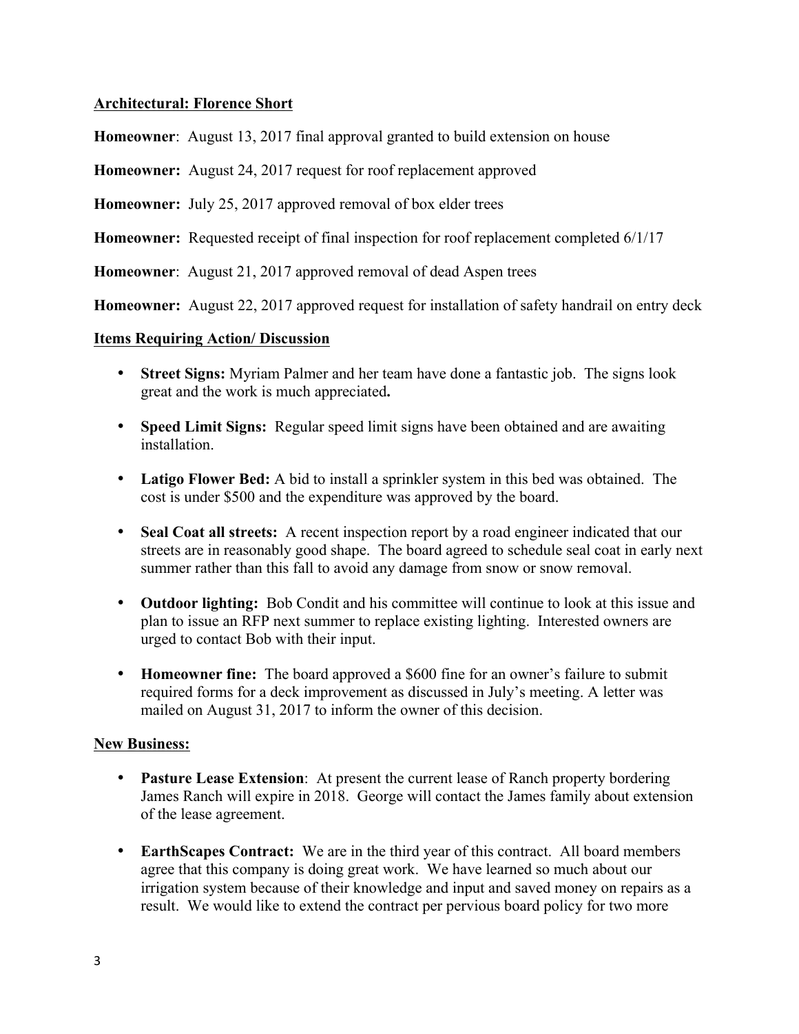**Architectural: Florence Short**

**Homeowner**: August 13, 2017 final approval granted to build extension on house

**Homeowner:** August 24, 2017 request for roof replacement approved

**Homeowner:** July 25, 2017 approved removal of box elder trees

**Homeowner:** Requested receipt of final inspection for roof replacement completed 6/1/17

**Homeowner**: August 21, 2017 approved removal of dead Aspen trees

**Homeowner:** August 22, 2017 approved request for installation of safety handrail on entry deck

**Items Requiring Action/ Discussion**

- **Street Signs:** Myriam Palmer and her team have done a fantastic job. The signs look great and the work is much appreciated**.**
- **Speed Limit Signs:** Regular speed limit signs have been obtained and are awaiting installation.
- **Latigo Flower Bed:** A bid to install a sprinkler system in this bed was obtained. The cost is under $500 and the expenditure was approved by the board.
- **Seal Coat all streets:** A recent inspection report by a road engineer indicated that our streets are in reasonably good shape. The board agreed to schedule seal coat in early next summer rather than this fall to avoid any damage from snow or snow removal.
- **Outdoor lighting:** Bob Condit and his committee will continue to look at this issue and plan to issue an RFP next summer to replace existing lighting. Interested owners are urged to contact Bob with their input.
- **Homeowner fine:** The board approved a $600 fine for an owner's failure to submit required forms for a deck improvement as discussed in July's meeting. A letter was mailed on August 31, 2017 to inform the owner of this decision.

**New Business:**

- **Pasture Lease Extension**: At present the current lease of Ranch property bordering James Ranch will expire in 2018. George will contact the James family about extension of the lease agreement.
- **EarthScapes Contract:** We are in the third year of this contract. All board members agree that this company is doing great work. We have learned so much about our irrigation system because of their knowledge and input and saved money on repairs as a result. We would like to extend the contract per pervious board policy for two more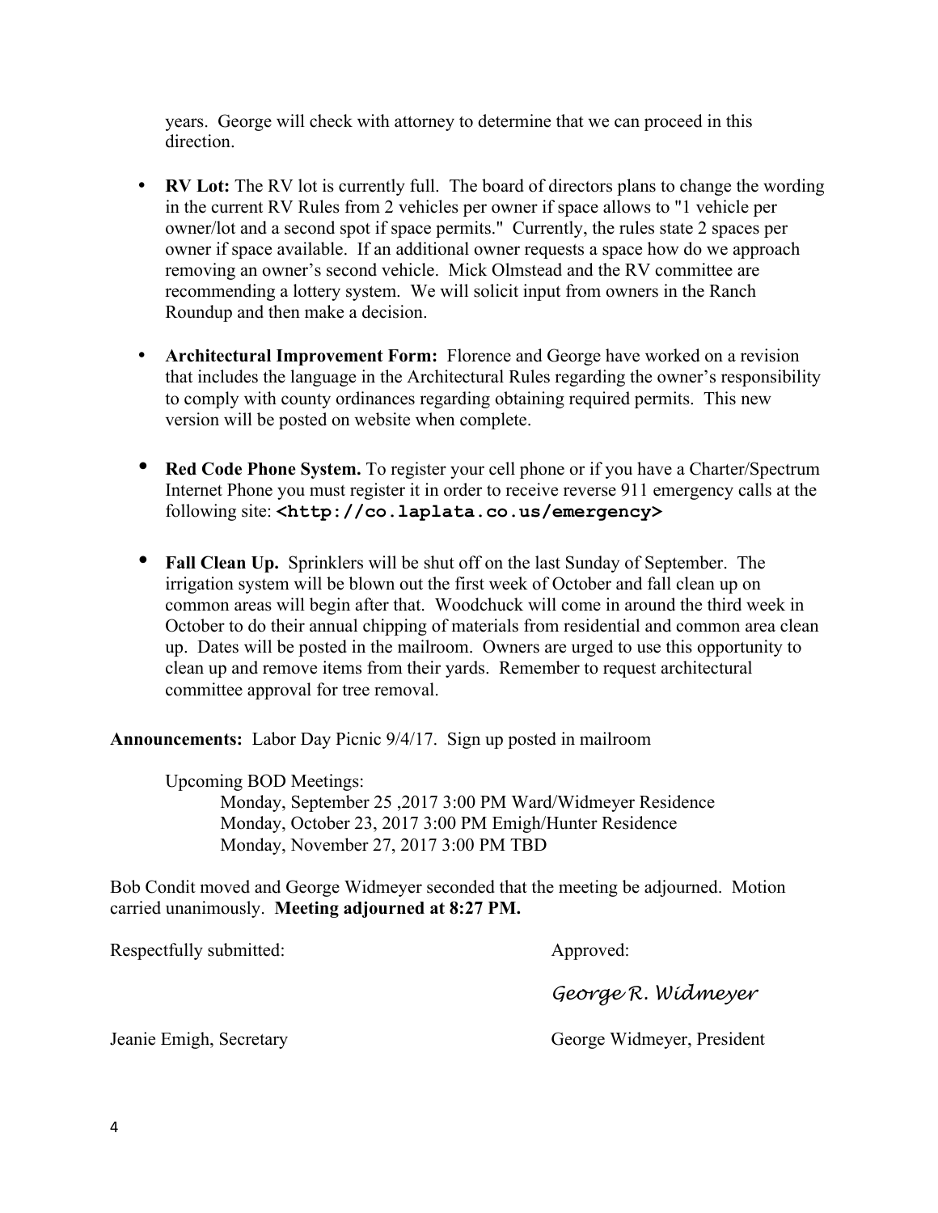years. George will check with attorney to determine that we can proceed in this direction.

- **RV Lot:** The RV lot is currently full. The board of directors plans to change the wording in the current RV Rules from 2 vehicles per owner if space allows to "1 vehicle per owner/lot and a second spot if space permits." Currently, the rules state 2 spaces per owner if space available. If an additional owner requests a space how do we approach removing an owner's second vehicle. Mick Olmstead and the RV committee are recommending a lottery system. We will solicit input from owners in the Ranch Roundup and then make a decision.

- **Architectural Improvement Form:** Florence and George have worked on a revision that includes the language in the Architectural Rules regarding the owner's responsibility to comply with county ordinances regarding obtaining required permits. This new version will be posted on website when complete.

- **Red Code Phone System.** To register your cell phone or if you have a Charter/Spectrum Internet Phone you must register it in order to receive reverse 911 emergency calls at the following site: **<http://co.laplata.co.us/emergency>**

- **Fall Clean Up.** Sprinklers will be shut off on the last Sunday of September. The irrigation system will be blown out the first week of October and fall clean up on common areas will begin after that. Woodchuck will come in around the third week in October to do their annual chipping of materials from residential and common area clean up. Dates will be posted in the mailroom. Owners are urged to use this opportunity to clean up and remove items from their yards. Remember to request architectural committee approval for tree removal.

**Announcements:** Labor Day Picnic 9/4/17. Sign up posted in mailroom

Upcoming BOD Meetings:

Monday, September 25 ,2017 3:00 PM Ward/Widmeyer Residence
Monday, October 23, 2017 3:00 PM Emigh/Hunter Residence
Monday, November 27, 2017 3:00 PM TBD

Bob Condit moved and George Widmeyer seconded that the meeting be adjourned. Motion carried unanimously. **Meeting adjourned at 8:27 PM.**

Respectfully submitted:

Jeanie Emigh, Secretary

Approved:

*George R. Widmeyer*

George Widmeyer, President